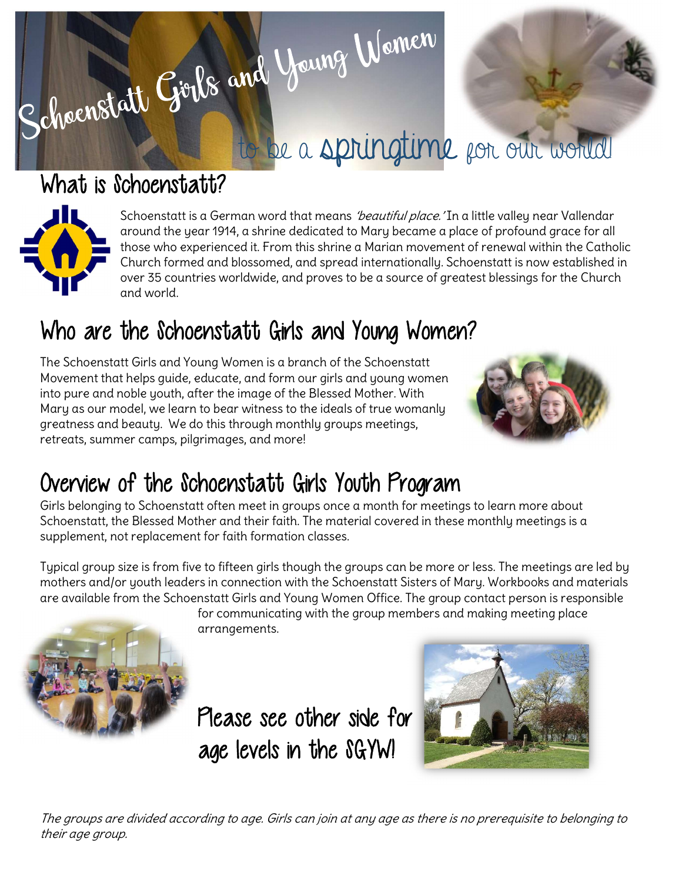# Schoenstatt Girls and Young Women

to be a springtime for our world!

## What is Schoenstatt?

Schoenstatt is a German word that means *'beautiful place.'* In a little valley near Vallendar around the year 1914, a shrine dedicated to Mary became a place of profound grace for all those who experienced it. From this shrine a Marian movement of renewal within the Catholic Church formed and blossomed, and spread internationally. Schoenstatt is now established in over 35 countries worldwide, and proves to be a source of greatest blessings for the Church and world.

## Who are the Schoenstatt Girls and Young Women?

The Schoenstatt Girls and Young Women is a branch of the Schoenstatt Movement that helps guide, educate, and form our girls and young women into pure and noble youth, after the image of the Blessed Mother. With Mary as our model, we learn to bear witness to the ideals of true womanly greatness and beauty. We do this through monthly groups meetings, retreats, summer camps, pilgrimages, and more!

## Overview of the Schoenstatt Girls Youth Program

Girls belonging to Schoenstatt often meet in groups once a month for meetings to learn more about Schoenstatt, the Blessed Mother and their faith. The material covered in these monthly meetings is a supplement, not replacement for faith formation classes.

Typical group size is from five to fifteen girls though the groups can be more or less. The meetings are led by mothers and/or youth leaders in connection with the Schoenstatt Sisters of Mary. Workbooks and materials are available from the Schoenstatt Girls and Young Women Office. The group contact person is responsible for communicating with the group members and making meeting place arrangements.

Please see other side for age levels in the SGYW!

*The groups are divided according to age. Girls can join at any age as there is no prerequisite to belonging to their age group.*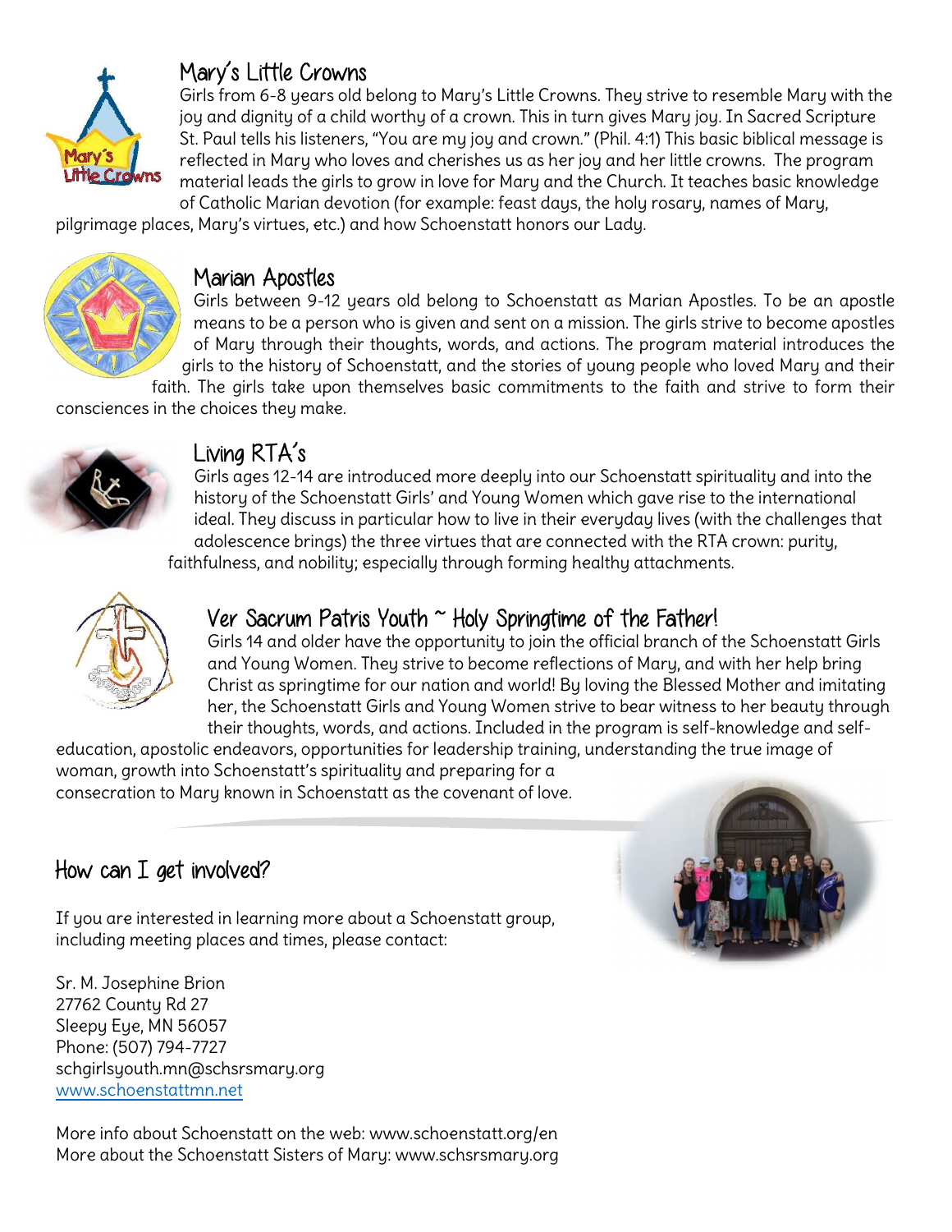## Mary's Little Crowns

Girls from 6-8 years old belong to Mary's Little Crowns. They strive to resemble Mary with the joy and dignity of a child worthy of a crown. This in turn gives Mary joy. In Sacred Scripture St. Paul tells his listeners, "You are my joy and crown." (Phil. 4:1) This basic biblical message is reflected in Mary who loves and cherishes us as her joy and her little crowns. The program material leads the girls to grow in love for Mary and the Church. It teaches basic knowledge of Catholic Marian devotion (for example: feast days, the holy rosary, names of Mary, pilgrimage places, Mary's virtues, etc.) and how Schoenstatt honors our Lady.

## Marian Apostles

Girls between 9-12 years old belong to Schoenstatt as Marian Apostles. To be an apostle means to be a person who is given and sent on a mission. The girls strive to become apostles of Mary through their thoughts, words, and actions. The program material introduces the girls to the history of Schoenstatt, and the stories of young people who loved Mary and their faith. The girls take upon themselves basic commitments to the faith and strive to form their consciences in the choices they make.

## Living RTA's

Girls ages 12-14 are introduced more deeply into our Schoenstatt spirituality and into the history of the Schoenstatt Girls' and Young Women which gave rise to the international ideal. They discuss in particular how to live in their everyday lives (with the challenges that adolescence brings) the three virtues that are connected with the RTA crown: purity, faithfulness, and nobility; especially through forming healthy attachments.

## Ver Sacrum Patris Youth ~ Holy Springtime of the Father!

Girls 14 and older have the opportunity to join the official branch of the Schoenstatt Girls and Young Women. They strive to become reflections of Mary, and with her help bring Christ as springtime for our nation and world! By loving the Blessed Mother and imitating her, the Schoenstatt Girls and Young Women strive to bear witness to her beauty through their thoughts, words, and actions. Included in the program is self-knowledge and self-education, apostolic endeavors, opportunities for leadership training, understanding the true image of woman, growth into Schoenstatt's spirituality and preparing for a consecration to Mary known in Schoenstatt as the covenant of love.

## How can I get involved?

If you are interested in learning more about a Schoenstatt group, including meeting places and times, please contact:

Sr. M. Josephine Brion
27762 County Rd 27
Sleepy Eye, MN 56057
Phone: (507) 794-7727
schgirlsyouth.mn@schsrsmary.org
www.schoenstattmn.net

More info about Schoenstatt on the web: www.schoenstatt.org/en
More about the Schoenstatt Sisters of Mary: www.schsrsmary.org